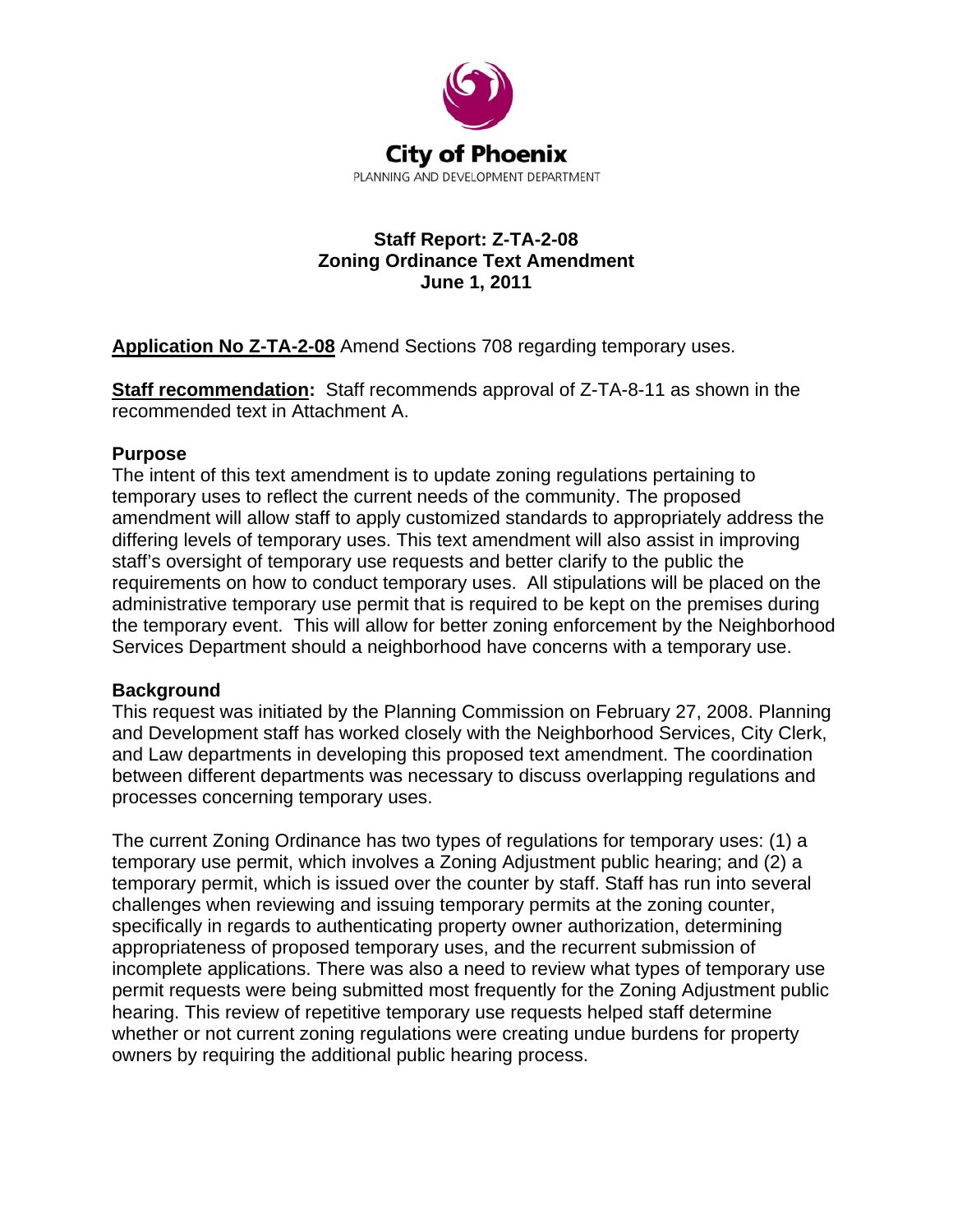City of Phoenix

PLANNING AND DEVELOPMENT DEPARTMENT

**Staff Report: Z-TA-2-08**
**Zoning Ordinance Text Amendment**
**June 1, 2011**

**Application No Z-TA-2-08** Amend Sections 708 regarding temporary uses.

**Staff recommendation:** Staff recommends approval of Z-TA-8-11 as shown in the recommended text in Attachment A.

## Purpose

The intent of this text amendment is to update zoning regulations pertaining to temporary uses to reflect the current needs of the community. The proposed amendment will allow staff to apply customized standards to appropriately address the differing levels of temporary uses. This text amendment will also assist in improving staff's oversight of temporary use requests and better clarify to the public the requirements on how to conduct temporary uses. All stipulations will be placed on the administrative temporary use permit that is required to be kept on the premises during the temporary event. This will allow for better zoning enforcement by the Neighborhood Services Department should a neighborhood have concerns with a temporary use.

## Background

This request was initiated by the Planning Commission on February 27, 2008. Planning and Development staff has worked closely with the Neighborhood Services, City Clerk, and Law departments in developing this proposed text amendment. The coordination between different departments was necessary to discuss overlapping regulations and processes concerning temporary uses.

The current Zoning Ordinance has two types of regulations for temporary uses: (1) a temporary use permit, which involves a Zoning Adjustment public hearing; and (2) a temporary permit, which is issued over the counter by staff. Staff has run into several challenges when reviewing and issuing temporary permits at the zoning counter, specifically in regards to authenticating property owner authorization, determining appropriateness of proposed temporary uses, and the recurrent submission of incomplete applications. There was also a need to review what types of temporary use permit requests were being submitted most frequently for the Zoning Adjustment public hearing. This review of repetitive temporary use requests helped staff determine whether or not current zoning regulations were creating undue burdens for property owners by requiring the additional public hearing process.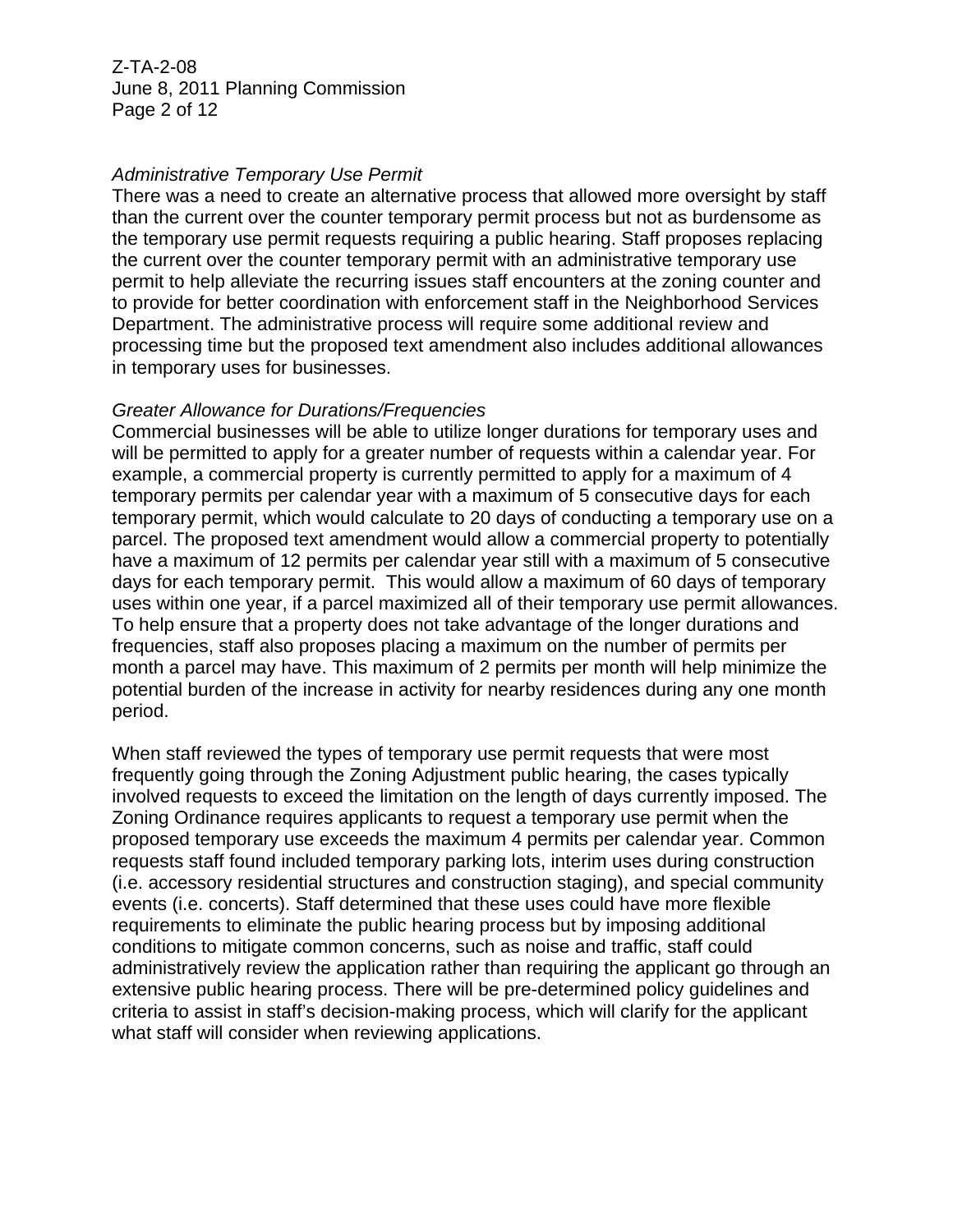*Administrative Temporary Use Permit*

There was a need to create an alternative process that allowed more oversight by staff than the current over the counter temporary permit process but not as burdensome as the temporary use permit requests requiring a public hearing. Staff proposes replacing the current over the counter temporary permit with an administrative temporary use permit to help alleviate the recurring issues staff encounters at the zoning counter and to provide for better coordination with enforcement staff in the Neighborhood Services Department. The administrative process will require some additional review and processing time but the proposed text amendment also includes additional allowances in temporary uses for businesses.

*Greater Allowance for Durations/Frequencies*

Commercial businesses will be able to utilize longer durations for temporary uses and will be permitted to apply for a greater number of requests within a calendar year. For example, a commercial property is currently permitted to apply for a maximum of 4 temporary permits per calendar year with a maximum of 5 consecutive days for each temporary permit, which would calculate to 20 days of conducting a temporary use on a parcel. The proposed text amendment would allow a commercial property to potentially have a maximum of 12 permits per calendar year still with a maximum of 5 consecutive days for each temporary permit. This would allow a maximum of 60 days of temporary uses within one year, if a parcel maximized all of their temporary use permit allowances. To help ensure that a property does not take advantage of the longer durations and frequencies, staff also proposes placing a maximum on the number of permits per month a parcel may have. This maximum of 2 permits per month will help minimize the potential burden of the increase in activity for nearby residences during any one month period.

When staff reviewed the types of temporary use permit requests that were most frequently going through the Zoning Adjustment public hearing, the cases typically involved requests to exceed the limitation on the length of days currently imposed. The Zoning Ordinance requires applicants to request a temporary use permit when the proposed temporary use exceeds the maximum 4 permits per calendar year. Common requests staff found included temporary parking lots, interim uses during construction (i.e. accessory residential structures and construction staging), and special community events (i.e. concerts). Staff determined that these uses could have more flexible requirements to eliminate the public hearing process but by imposing additional conditions to mitigate common concerns, such as noise and traffic, staff could administratively review the application rather than requiring the applicant go through an extensive public hearing process. There will be pre-determined policy guidelines and criteria to assist in staff's decision-making process, which will clarify for the applicant what staff will consider when reviewing applications.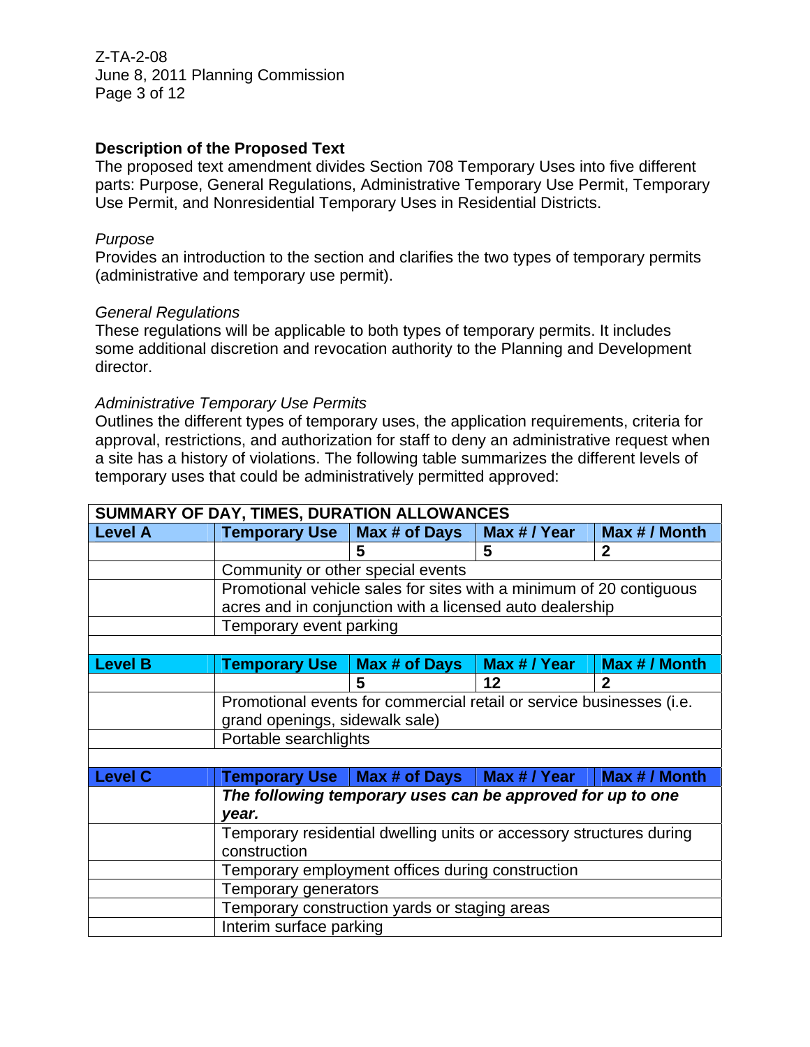### Description of the Proposed Text

The proposed text amendment divides Section 708 Temporary Uses into five different parts: Purpose, General Regulations, Administrative Temporary Use Permit, Temporary Use Permit, and Nonresidential Temporary Uses in Residential Districts.

*Purpose*

Provides an introduction to the section and clarifies the two types of temporary permits (administrative and temporary use permit).

*General Regulations*

These regulations will be applicable to both types of temporary permits. It includes some additional discretion and revocation authority to the Planning and Development director.

*Administrative Temporary Use Permits*

Outlines the different types of temporary uses, the application requirements, criteria for approval, restrictions, and authorization for staff to deny an administrative request when a site has a history of violations. The following table summarizes the different levels of temporary uses that could be administratively permitted approved:

| SUMMARY OF DAY, TIMES, DURATION ALLOWANCES | | | | |
|---|---|---|---|---|
| **Level A** | **Temporary Use** | **Max # of Days** | **Max # / Year** | **Max # / Month** |
| | | **5** | **5** | **2** |
| | Community or other special events | | | |
| | Promotional vehicle sales for sites with a minimum of 20 contiguous acres and in conjunction with a licensed auto dealership | | | |
| | Temporary event parking | | | |
| | | | | |
| **Level B** | **Temporary Use** | **Max # of Days** | **Max # / Year** | **Max # / Month** |
| | | **5** | **12** | **2** |
| | Promotional events for commercial retail or service businesses (i.e. grand openings, sidewalk sale) | | | |
| | Portable searchlights | | | |
| | | | | |
| **Level C** | **Temporary Use** | **Max # of Days** | **Max # / Year** | **Max # / Month** |
| | ***The following temporary uses can be approved for up to one year.*** | | | |
| | Temporary residential dwelling units or accessory structures during construction | | | |
| | Temporary employment offices during construction | | | |
| | Temporary generators | | | |
| | Temporary construction yards or staging areas | | | |
| | Interim surface parking | | | |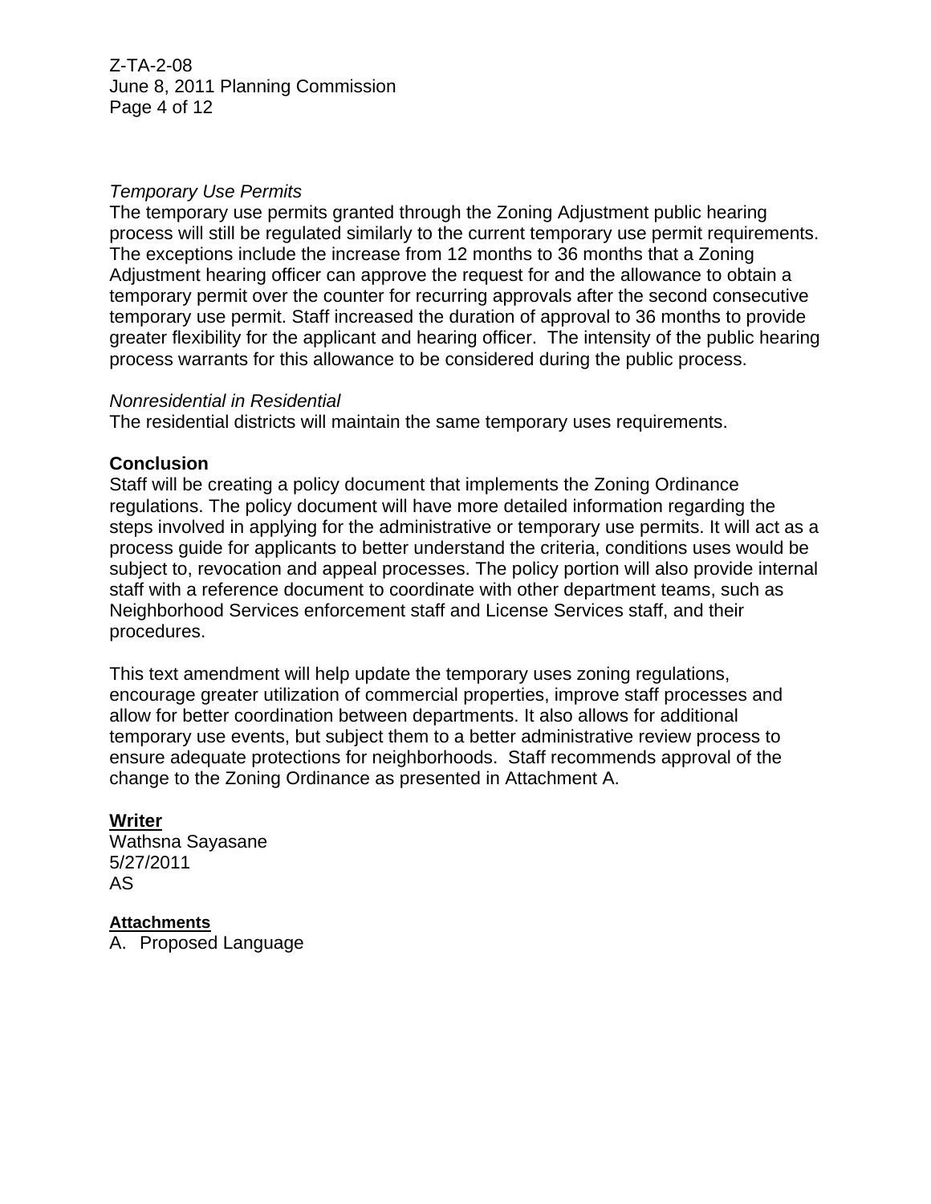*Temporary Use Permits*
The temporary use permits granted through the Zoning Adjustment public hearing process will still be regulated similarly to the current temporary use permit requirements. The exceptions include the increase from 12 months to 36 months that a Zoning Adjustment hearing officer can approve the request for and the allowance to obtain a temporary permit over the counter for recurring approvals after the second consecutive temporary use permit. Staff increased the duration of approval to 36 months to provide greater flexibility for the applicant and hearing officer. The intensity of the public hearing process warrants for this allowance to be considered during the public process.

*Nonresidential in Residential*
The residential districts will maintain the same temporary uses requirements.

**Conclusion**
Staff will be creating a policy document that implements the Zoning Ordinance regulations. The policy document will have more detailed information regarding the steps involved in applying for the administrative or temporary use permits. It will act as a process guide for applicants to better understand the criteria, conditions uses would be subject to, revocation and appeal processes. The policy portion will also provide internal staff with a reference document to coordinate with other department teams, such as Neighborhood Services enforcement staff and License Services staff, and their procedures.

This text amendment will help update the temporary uses zoning regulations, encourage greater utilization of commercial properties, improve staff processes and allow for better coordination between departments. It also allows for additional temporary use events, but subject them to a better administrative review process to ensure adequate protections for neighborhoods. Staff recommends approval of the change to the Zoning Ordinance as presented in Attachment A.

**Writer**
Wathsna Sayasane
5/27/2011
AS

**Attachments**
A. Proposed Language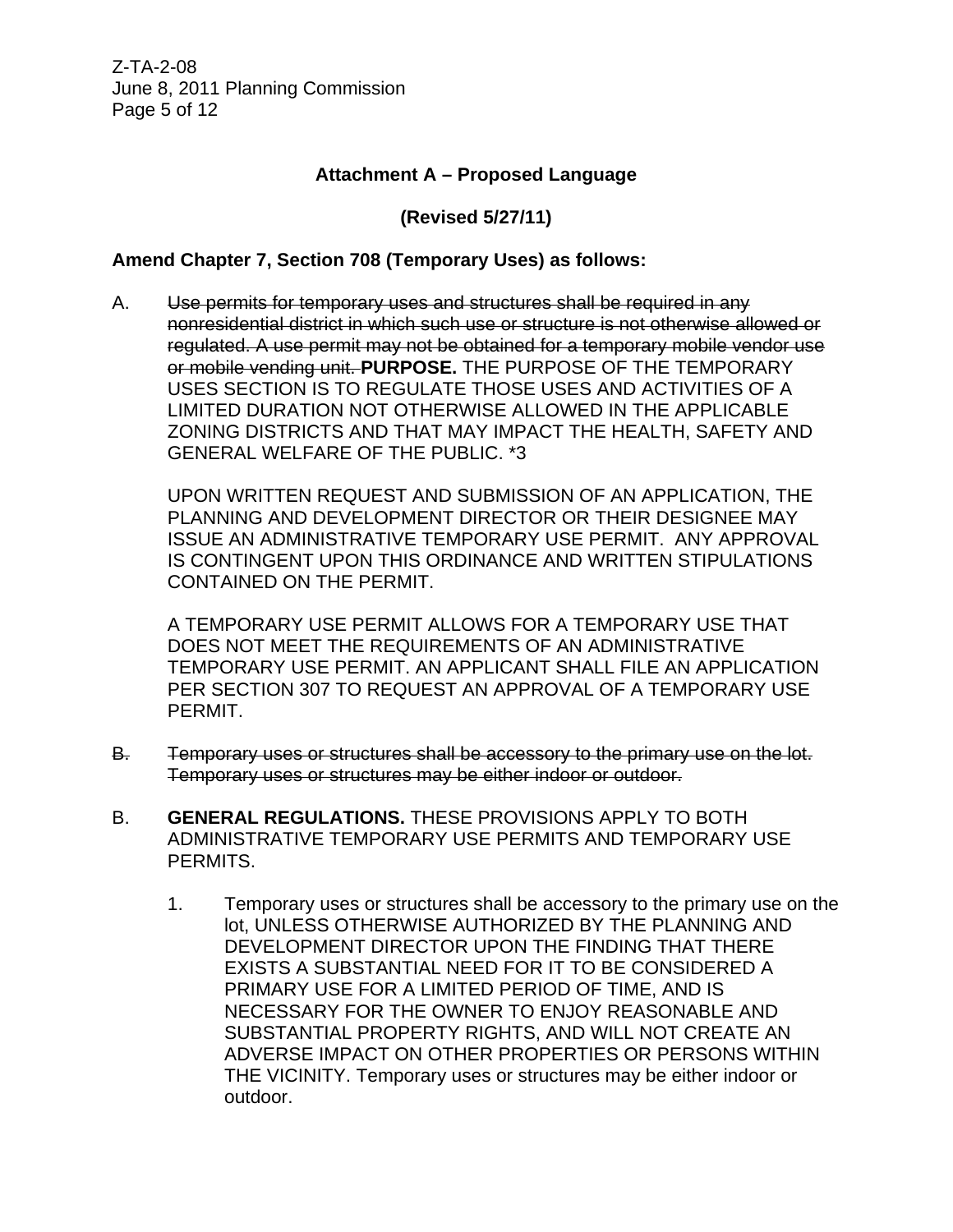**Attachment A – Proposed Language**

**(Revised 5/27/11)**

**Amend Chapter 7, Section 708 (Temporary Uses) as follows:**

A. ~~Use permits for temporary uses and structures shall be required in any nonresidential district in which such use or structure is not otherwise allowed or regulated. A use permit may not be obtained for a temporary mobile vendor use or mobile vending unit.~~ **PURPOSE.** THE PURPOSE OF THE TEMPORARY USES SECTION IS TO REGULATE THOSE USES AND ACTIVITIES OF A LIMITED DURATION NOT OTHERWISE ALLOWED IN THE APPLICABLE ZONING DISTRICTS AND THAT MAY IMPACT THE HEALTH, SAFETY AND GENERAL WELFARE OF THE PUBLIC. *3

UPON WRITTEN REQUEST AND SUBMISSION OF AN APPLICATION, THE PLANNING AND DEVELOPMENT DIRECTOR OR THEIR DESIGNEE MAY ISSUE AN ADMINISTRATIVE TEMPORARY USE PERMIT. ANY APPROVAL IS CONTINGENT UPON THIS ORDINANCE AND WRITTEN STIPULATIONS CONTAINED ON THE PERMIT.

A TEMPORARY USE PERMIT ALLOWS FOR A TEMPORARY USE THAT DOES NOT MEET THE REQUIREMENTS OF AN ADMINISTRATIVE TEMPORARY USE PERMIT. AN APPLICANT SHALL FILE AN APPLICATION PER SECTION 307 TO REQUEST AN APPROVAL OF A TEMPORARY USE PERMIT.

~~B. Temporary uses or structures shall be accessory to the primary use on the lot. Temporary uses or structures may be either indoor or outdoor.~~

B. **GENERAL REGULATIONS.** THESE PROVISIONS APPLY TO BOTH ADMINISTRATIVE TEMPORARY USE PERMITS AND TEMPORARY USE PERMITS.

1. Temporary uses or structures shall be accessory to the primary use on the lot, UNLESS OTHERWISE AUTHORIZED BY THE PLANNING AND DEVELOPMENT DIRECTOR UPON THE FINDING THAT THERE EXISTS A SUBSTANTIAL NEED FOR IT TO BE CONSIDERED A PRIMARY USE FOR A LIMITED PERIOD OF TIME, AND IS NECESSARY FOR THE OWNER TO ENJOY REASONABLE AND SUBSTANTIAL PROPERTY RIGHTS, AND WILL NOT CREATE AN ADVERSE IMPACT ON OTHER PROPERTIES OR PERSONS WITHIN THE VICINITY. Temporary uses or structures may be either indoor or outdoor.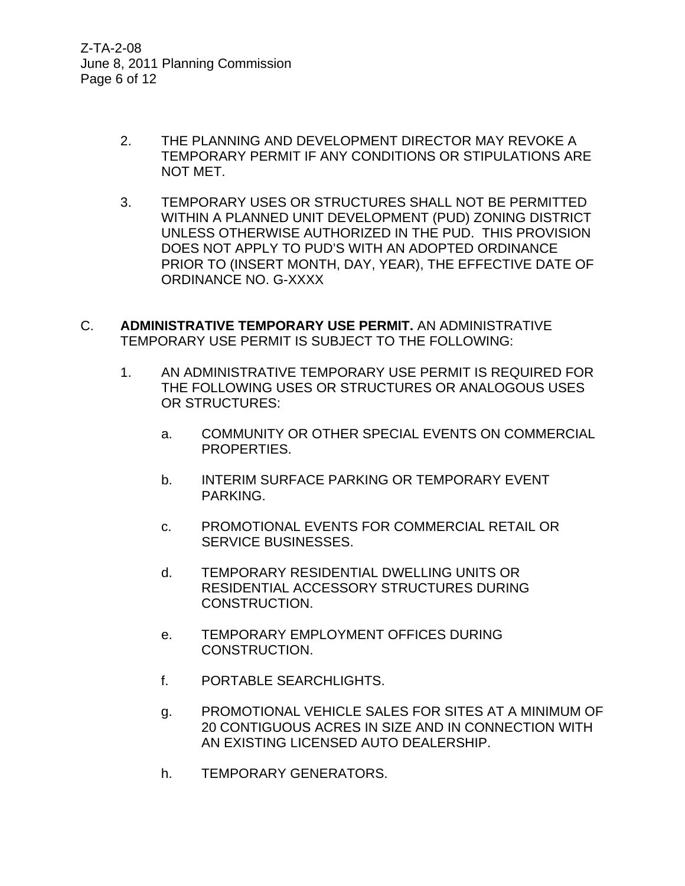2. THE PLANNING AND DEVELOPMENT DIRECTOR MAY REVOKE A TEMPORARY PERMIT IF ANY CONDITIONS OR STIPULATIONS ARE NOT MET.

3. TEMPORARY USES OR STRUCTURES SHALL NOT BE PERMITTED WITHIN A PLANNED UNIT DEVELOPMENT (PUD) ZONING DISTRICT UNLESS OTHERWISE AUTHORIZED IN THE PUD. THIS PROVISION DOES NOT APPLY TO PUD'S WITH AN ADOPTED ORDINANCE PRIOR TO (INSERT MONTH, DAY, YEAR), THE EFFECTIVE DATE OF ORDINANCE NO. G-XXXX

C. **ADMINISTRATIVE TEMPORARY USE PERMIT.** AN ADMINISTRATIVE TEMPORARY USE PERMIT IS SUBJECT TO THE FOLLOWING:

1. AN ADMINISTRATIVE TEMPORARY USE PERMIT IS REQUIRED FOR THE FOLLOWING USES OR STRUCTURES OR ANALOGOUS USES OR STRUCTURES:

   a. COMMUNITY OR OTHER SPECIAL EVENTS ON COMMERCIAL PROPERTIES.

   b. INTERIM SURFACE PARKING OR TEMPORARY EVENT PARKING.

   c. PROMOTIONAL EVENTS FOR COMMERCIAL RETAIL OR SERVICE BUSINESSES.

   d. TEMPORARY RESIDENTIAL DWELLING UNITS OR RESIDENTIAL ACCESSORY STRUCTURES DURING CONSTRUCTION.

   e. TEMPORARY EMPLOYMENT OFFICES DURING CONSTRUCTION.

   f. PORTABLE SEARCHLIGHTS.

   g. PROMOTIONAL VEHICLE SALES FOR SITES AT A MINIMUM OF 20 CONTIGUOUS ACRES IN SIZE AND IN CONNECTION WITH AN EXISTING LICENSED AUTO DEALERSHIP.

   h. TEMPORARY GENERATORS.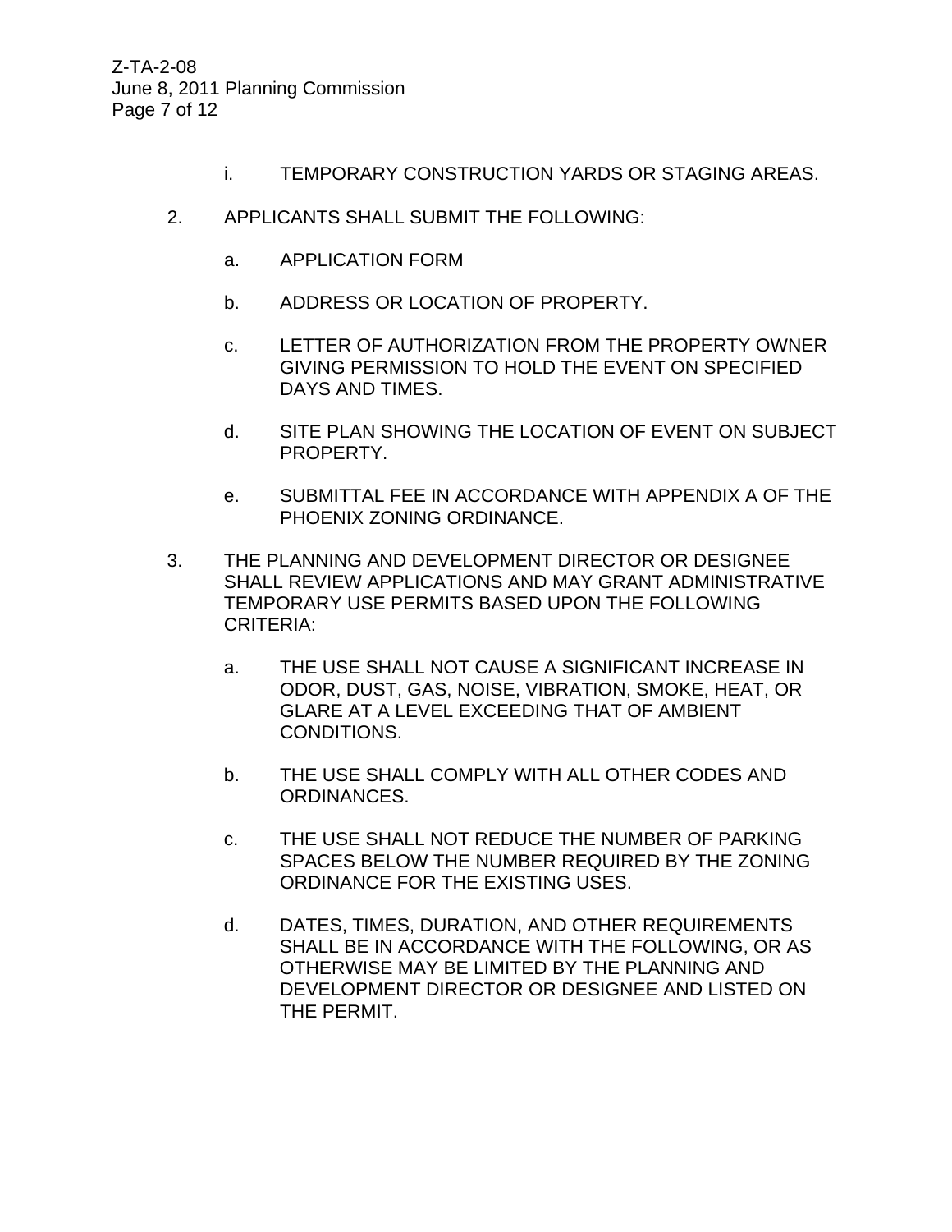i. TEMPORARY CONSTRUCTION YARDS OR STAGING AREAS.

2. APPLICANTS SHALL SUBMIT THE FOLLOWING:

   a. APPLICATION FORM

   b. ADDRESS OR LOCATION OF PROPERTY.

   c. LETTER OF AUTHORIZATION FROM THE PROPERTY OWNER GIVING PERMISSION TO HOLD THE EVENT ON SPECIFIED DAYS AND TIMES.

   d. SITE PLAN SHOWING THE LOCATION OF EVENT ON SUBJECT PROPERTY.

   e. SUBMITTAL FEE IN ACCORDANCE WITH APPENDIX A OF THE PHOENIX ZONING ORDINANCE.

3. THE PLANNING AND DEVELOPMENT DIRECTOR OR DESIGNEE SHALL REVIEW APPLICATIONS AND MAY GRANT ADMINISTRATIVE TEMPORARY USE PERMITS BASED UPON THE FOLLOWING CRITERIA:

   a. THE USE SHALL NOT CAUSE A SIGNIFICANT INCREASE IN ODOR, DUST, GAS, NOISE, VIBRATION, SMOKE, HEAT, OR GLARE AT A LEVEL EXCEEDING THAT OF AMBIENT CONDITIONS.

   b. THE USE SHALL COMPLY WITH ALL OTHER CODES AND ORDINANCES.

   c. THE USE SHALL NOT REDUCE THE NUMBER OF PARKING SPACES BELOW THE NUMBER REQUIRED BY THE ZONING ORDINANCE FOR THE EXISTING USES.

   d. DATES, TIMES, DURATION, AND OTHER REQUIREMENTS SHALL BE IN ACCORDANCE WITH THE FOLLOWING, OR AS OTHERWISE MAY BE LIMITED BY THE PLANNING AND DEVELOPMENT DIRECTOR OR DESIGNEE AND LISTED ON THE PERMIT.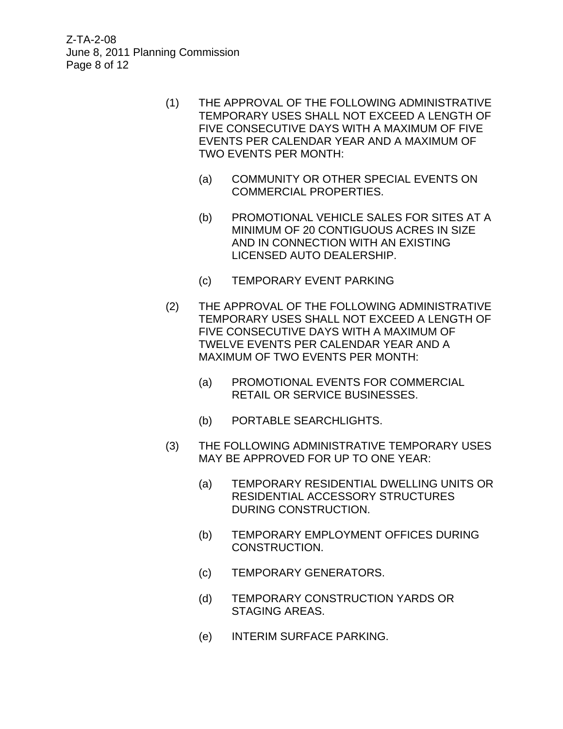(1) THE APPROVAL OF THE FOLLOWING ADMINISTRATIVE TEMPORARY USES SHALL NOT EXCEED A LENGTH OF FIVE CONSECUTIVE DAYS WITH A MAXIMUM OF FIVE EVENTS PER CALENDAR YEAR AND A MAXIMUM OF TWO EVENTS PER MONTH:

  (a) COMMUNITY OR OTHER SPECIAL EVENTS ON COMMERCIAL PROPERTIES.

  (b) PROMOTIONAL VEHICLE SALES FOR SITES AT A MINIMUM OF 20 CONTIGUOUS ACRES IN SIZE AND IN CONNECTION WITH AN EXISTING LICENSED AUTO DEALERSHIP.

  (c) TEMPORARY EVENT PARKING

(2) THE APPROVAL OF THE FOLLOWING ADMINISTRATIVE TEMPORARY USES SHALL NOT EXCEED A LENGTH OF FIVE CONSECUTIVE DAYS WITH A MAXIMUM OF TWELVE EVENTS PER CALENDAR YEAR AND A MAXIMUM OF TWO EVENTS PER MONTH:

  (a) PROMOTIONAL EVENTS FOR COMMERCIAL RETAIL OR SERVICE BUSINESSES.

  (b) PORTABLE SEARCHLIGHTS.

(3) THE FOLLOWING ADMINISTRATIVE TEMPORARY USES MAY BE APPROVED FOR UP TO ONE YEAR:

  (a) TEMPORARY RESIDENTIAL DWELLING UNITS OR RESIDENTIAL ACCESSORY STRUCTURES DURING CONSTRUCTION.

  (b) TEMPORARY EMPLOYMENT OFFICES DURING CONSTRUCTION.

  (c) TEMPORARY GENERATORS.

  (d) TEMPORARY CONSTRUCTION YARDS OR STAGING AREAS.

  (e) INTERIM SURFACE PARKING.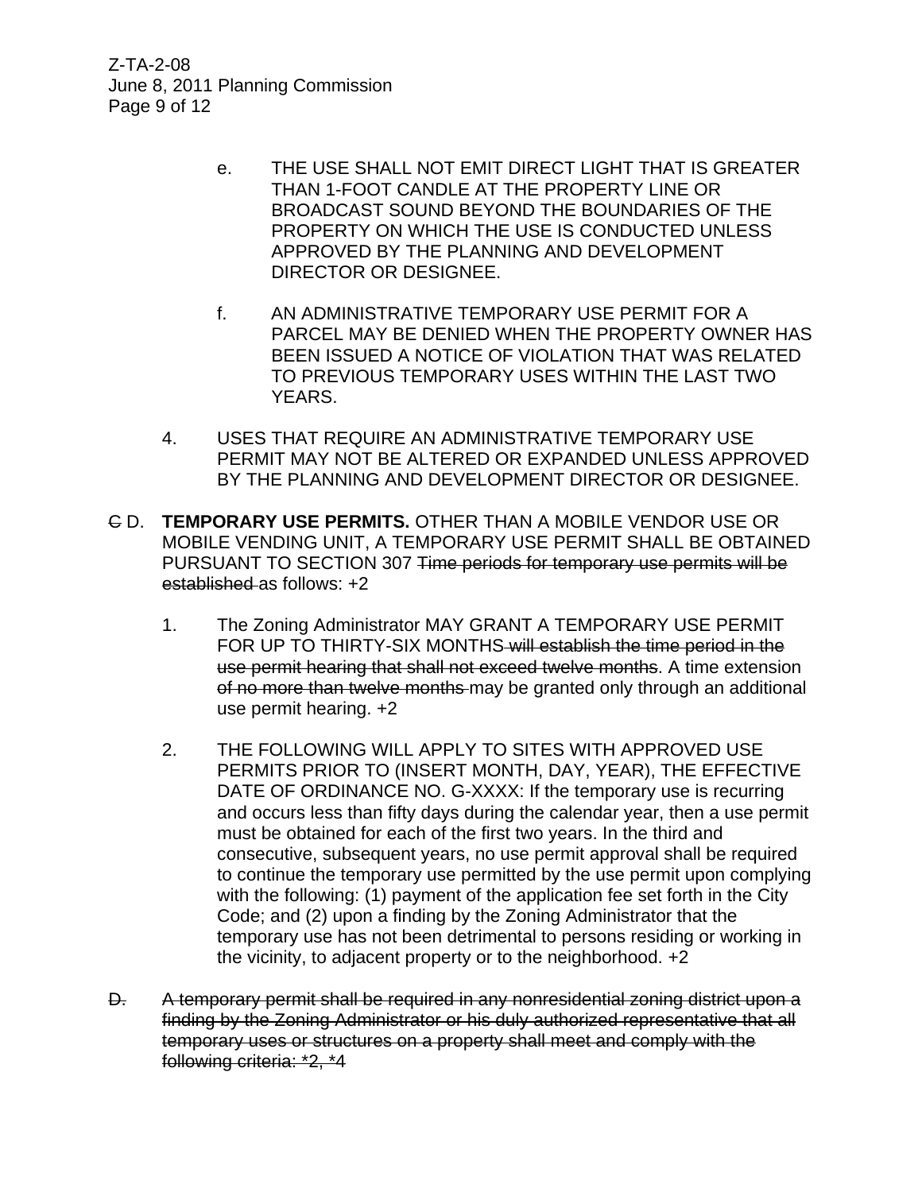e. THE USE SHALL NOT EMIT DIRECT LIGHT THAT IS GREATER THAN 1-FOOT CANDLE AT THE PROPERTY LINE OR BROADCAST SOUND BEYOND THE BOUNDARIES OF THE PROPERTY ON WHICH THE USE IS CONDUCTED UNLESS APPROVED BY THE PLANNING AND DEVELOPMENT DIRECTOR OR DESIGNEE.

f. AN ADMINISTRATIVE TEMPORARY USE PERMIT FOR A PARCEL MAY BE DENIED WHEN THE PROPERTY OWNER HAS BEEN ISSUED A NOTICE OF VIOLATION THAT WAS RELATED TO PREVIOUS TEMPORARY USES WITHIN THE LAST TWO YEARS.

4. USES THAT REQUIRE AN ADMINISTRATIVE TEMPORARY USE PERMIT MAY NOT BE ALTERED OR EXPANDED UNLESS APPROVED BY THE PLANNING AND DEVELOPMENT DIRECTOR OR DESIGNEE.

~~C~~ D. **TEMPORARY USE PERMITS.** OTHER THAN A MOBILE VENDOR USE OR MOBILE VENDING UNIT, A TEMPORARY USE PERMIT SHALL BE OBTAINED PURSUANT TO SECTION 307 ~~Time periods for temporary use permits will be established~~ as follows: +2

1. The Zoning Administrator MAY GRANT A TEMPORARY USE PERMIT FOR UP TO THIRTY-SIX MONTHS ~~will establish the time period in the use permit hearing that shall not exceed twelve months~~. A time extension ~~of no more than twelve months~~ may be granted only through an additional use permit hearing. +2

2. THE FOLLOWING WILL APPLY TO SITES WITH APPROVED USE PERMITS PRIOR TO (INSERT MONTH, DAY, YEAR), THE EFFECTIVE DATE OF ORDINANCE NO. G-XXXX: If the temporary use is recurring and occurs less than fifty days during the calendar year, then a use permit must be obtained for each of the first two years. In the third and consecutive, subsequent years, no use permit approval shall be required to continue the temporary use permitted by the use permit upon complying with the following: (1) payment of the application fee set forth in the City Code; and (2) upon a finding by the Zoning Administrator that the temporary use has not been detrimental to persons residing or working in the vicinity, to adjacent property or to the neighborhood. +2

~~D. A temporary permit shall be required in any nonresidential zoning district upon a finding by the Zoning Administrator or his duly authorized representative that all temporary uses or structures on a property shall meet and comply with the following criteria: *2, *4~~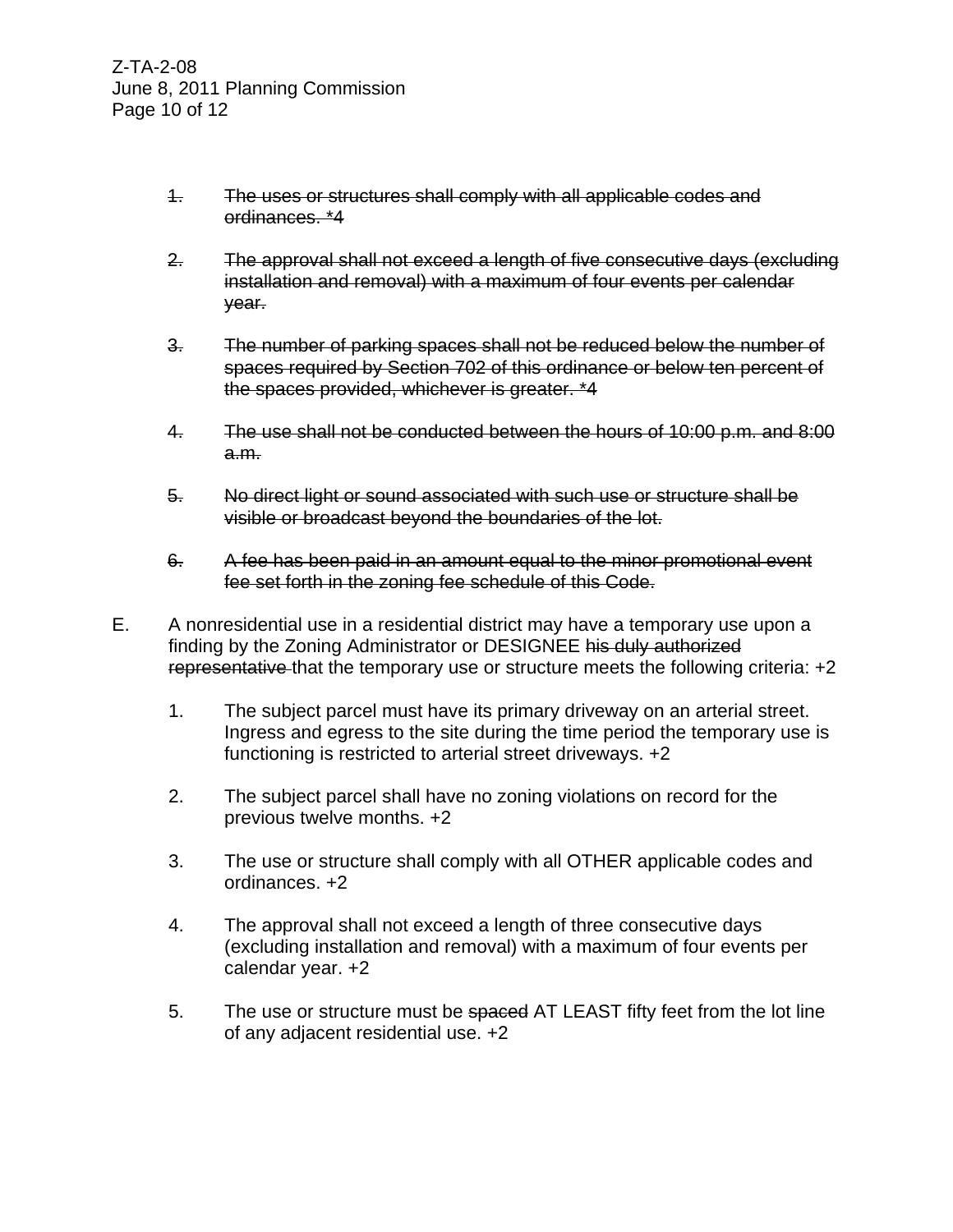1. ~~The uses or structures shall comply with all applicable codes and ordinances. *4~~

2. ~~The approval shall not exceed a length of five consecutive days (excluding installation and removal) with a maximum of four events per calendar year.~~

3. ~~The number of parking spaces shall not be reduced below the number of spaces required by Section 702 of this ordinance or below ten percent of the spaces provided, whichever is greater. *4~~

4. ~~The use shall not be conducted between the hours of 10:00 p.m. and 8:00 a.m.~~

5. ~~No direct light or sound associated with such use or structure shall be visible or broadcast beyond the boundaries of the lot.~~

6. ~~A fee has been paid in an amount equal to the minor promotional event fee set forth in the zoning fee schedule of this Code.~~

E. A nonresidential use in a residential district may have a temporary use upon a finding by the Zoning Administrator or DESIGNEE ~~his duly authorized representative~~ that the temporary use or structure meets the following criteria: +2

   1. The subject parcel must have its primary driveway on an arterial street. Ingress and egress to the site during the time period the temporary use is functioning is restricted to arterial street driveways. +2

   2. The subject parcel shall have no zoning violations on record for the previous twelve months. +2

   3. The use or structure shall comply with all OTHER applicable codes and ordinances. +2

   4. The approval shall not exceed a length of three consecutive days (excluding installation and removal) with a maximum of four events per calendar year. +2

   5. The use or structure must be ~~spaced~~ AT LEAST fifty feet from the lot line of any adjacent residential use. +2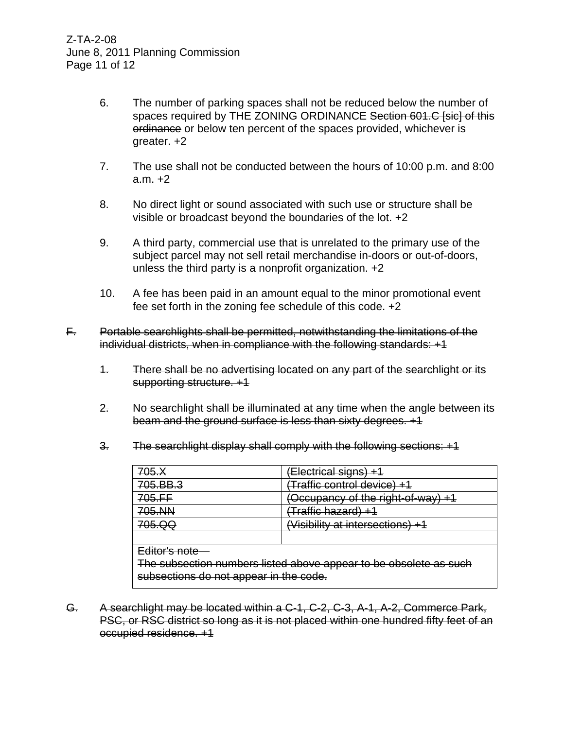6. The number of parking spaces shall not be reduced below the number of spaces required by THE ZONING ORDINANCE ~~Section 601.C [sic] of this ordinance~~ or below ten percent of the spaces provided, whichever is greater. +2

7. The use shall not be conducted between the hours of 10:00 p.m. and 8:00 a.m. +2

8. No direct light or sound associated with such use or structure shall be visible or broadcast beyond the boundaries of the lot. +2

9. A third party, commercial use that is unrelated to the primary use of the subject parcel may not sell retail merchandise in-doors or out-of-doors, unless the third party is a nonprofit organization. +2

10. A fee has been paid in an amount equal to the minor promotional event fee set forth in the zoning fee schedule of this code. +2

~~F. Portable searchlights shall be permitted, notwithstanding the limitations of the individual districts, when in compliance with the following standards: +1~~

~~1. There shall be no advertising located on any part of the searchlight or its supporting structure. +1~~

~~2. No searchlight shall be illuminated at any time when the angle between its beam and the ground surface is less than sixty degrees. +1~~

~~3. The searchlight display shall comply with the following sections: +1~~

| ~~705.X~~ | ~~(Electrical signs) +1~~ |
|---|---|
| ~~705.BB.3~~ | ~~(Traffic control device) +1~~ |
| ~~705.FF~~ | ~~(Occupancy of the right-of-way) +1~~ |
| ~~705.NN~~ | ~~(Traffic hazard) +1~~ |
| ~~705.QQ~~ | ~~(Visibility at intersections) +1~~ |
| | |
| ~~Editor's note— The subsection numbers listed above appear to be obsolete as such subsections do not appear in the code.~~ | |

~~G. A searchlight may be located within a C-1, C-2, C-3, A-1, A-2, Commerce Park, PSC, or RSC district so long as it is not placed within one hundred fifty feet of an occupied residence. +1~~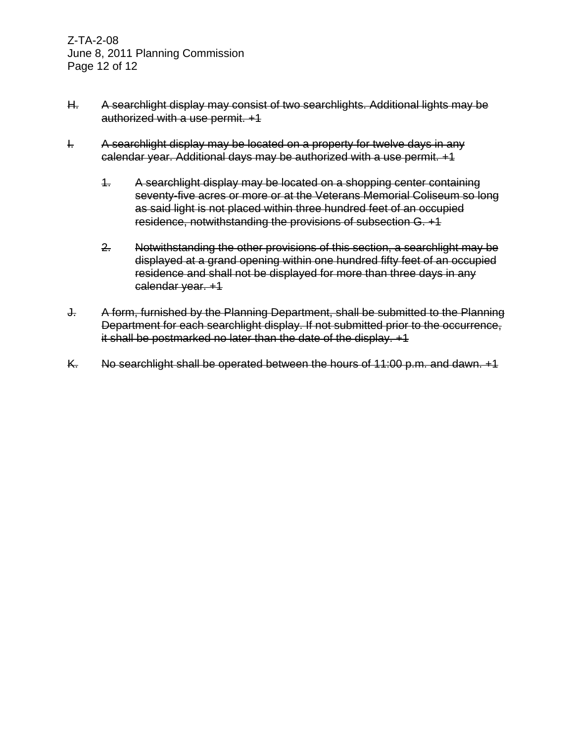~~H. A searchlight display may consist of two searchlights. Additional lights may be authorized with a use permit. +1~~

~~I. A searchlight display may be located on a property for twelve days in any calendar year. Additional days may be authorized with a use permit. +1~~

~~1. A searchlight display may be located on a shopping center containing seventy-five acres or more or at the Veterans Memorial Coliseum so long as said light is not placed within three hundred feet of an occupied residence, notwithstanding the provisions of subsection G. +1~~

~~2. Notwithstanding the other provisions of this section, a searchlight may be displayed at a grand opening within one hundred fifty feet of an occupied residence and shall not be displayed for more than three days in any calendar year. +1~~

~~J. A form, furnished by the Planning Department, shall be submitted to the Planning Department for each searchlight display. If not submitted prior to the occurrence, it shall be postmarked no later than the date of the display. +1~~

~~K. No searchlight shall be operated between the hours of 11:00 p.m. and dawn. +1~~